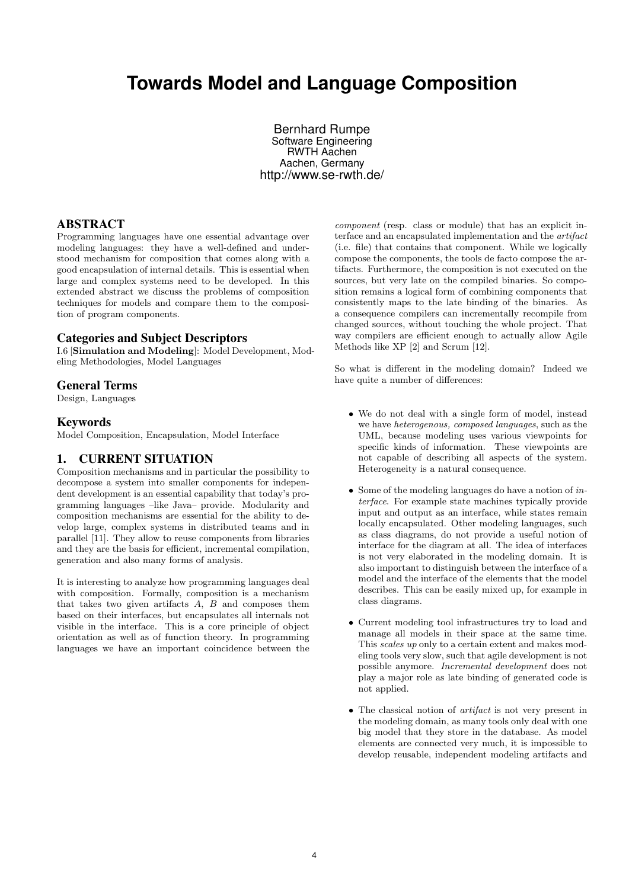# Towards Model and Language Composition

Bernhard Rumpe
Software Engineering
RWTH Aachen
Aachen, Germany
http://www.se-rwth.de/

## ABSTRACT

Programming languages have one essential advantage over modeling languages: they have a well-defined and understood mechanism for composition that comes along with a good encapsulation of internal details. This is essential when large and complex systems need to be developed. In this extended abstract we discuss the problems of composition techniques for models and compare them to the composition of program components.

### Categories and Subject Descriptors

I.6 [**Simulation and Modeling**]: Model Development, Modeling Methodologies, Model Languages

### General Terms

Design, Languages

### Keywords

Model Composition, Encapsulation, Model Interface

## 1. CURRENT SITUATION

Composition mechanisms and in particular the possibility to decompose a system into smaller components for independent development is an essential capability that today's programming languages –like Java– provide. Modularity and composition mechanisms are essential for the ability to develop large, complex systems in distributed teams and in parallel [11]. They allow to reuse components from libraries and they are the basis for efficient, incremental compilation, generation and also many forms of analysis.

It is interesting to analyze how programming languages deal with composition. Formally, composition is a mechanism that takes two given artifacts $A$, $B$ and composes them based on their interfaces, but encapsulates all internals not visible in the interface. This is a core principle of object orientation as well as of function theory. In programming languages we have an important coincidence between the *component* (resp. class or module) that has an explicit interface and an encapsulated implementation and the *artifact* (i.e. file) that contains that component. While we logically compose the components, the tools de facto compose the artifacts. Furthermore, the composition is not executed on the sources, but very late on the compiled binaries. So composition remains a logical form of combining components that consistently maps to the late binding of the binaries. As a consequence compilers can incrementally recompile from changed sources, without touching the whole project. That way compilers are efficient enough to actually allow Agile Methods like XP [2] and Scrum [12].

So what is different in the modeling domain? Indeed we have quite a number of differences:

- We do not deal with a single form of model, instead we have *heterogenous, composed languages*, such as the UML, because modeling uses various viewpoints for specific kinds of information. These viewpoints are not capable of describing all aspects of the system. Heterogeneity is a natural consequence.
- Some of the modeling languages do have a notion of *interface*. For example state machines typically provide input and output as an interface, while states remain locally encapsulated. Other modeling languages, such as class diagrams, do not provide a useful notion of interface for the diagram at all. The idea of interfaces is not very elaborated in the modeling domain. It is also important to distinguish between the interface of a model and the interface of the elements that the model describes. This can be easily mixed up, for example in class diagrams.
- Current modeling tool infrastructures try to load and manage all models in their space at the same time. This *scales up* only to a certain extent and makes modeling tools very slow, such that agile development is not possible anymore. *Incremental development* does not play a major role as late binding of generated code is not applied.
- The classical notion of *artifact* is not very present in the modeling domain, as many tools only deal with one big model that they store in the database. As model elements are connected very much, it is impossible to develop reusable, independent modeling artifacts and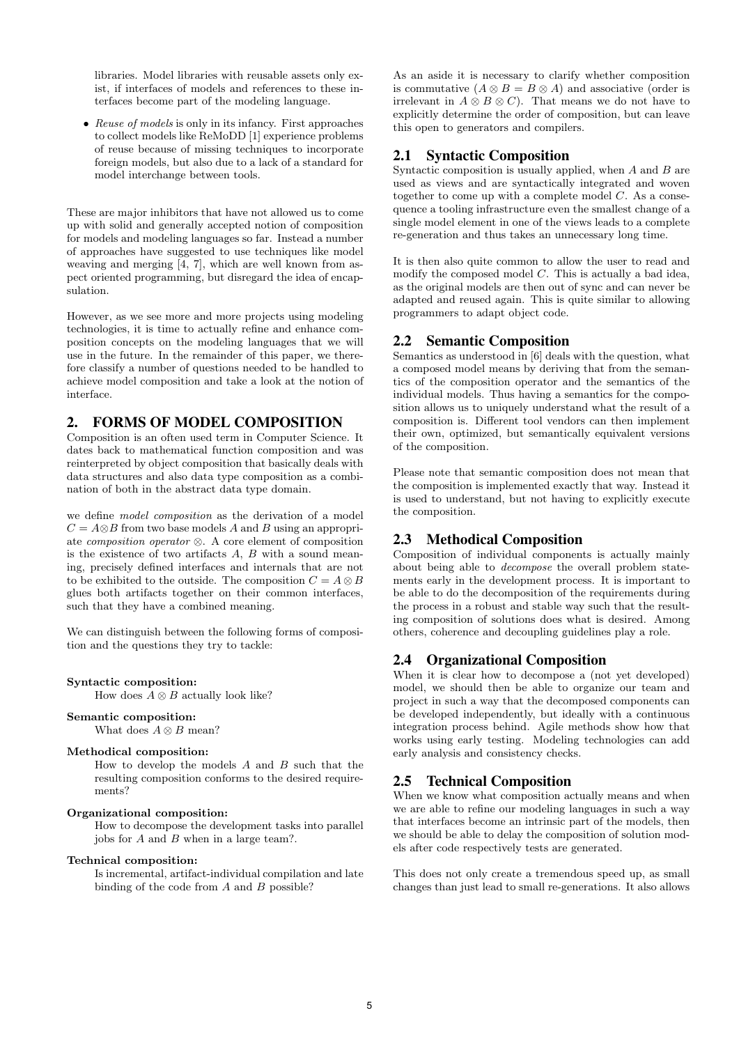libraries. Model libraries with reusable assets only exist, if interfaces of models and references to these interfaces become part of the modeling language.

- *Reuse of models* is only in its infancy. First approaches to collect models like ReMoDD [1] experience problems of reuse because of missing techniques to incorporate foreign models, but also due to a lack of a standard for model interchange between tools.

These are major inhibitors that have not allowed us to come up with solid and generally accepted notion of composition for models and modeling languages so far. Instead a number of approaches have suggested to use techniques like model weaving and merging [4, 7], which are well known from aspect oriented programming, but disregard the idea of encapsulation.

However, as we see more and more projects using modeling technologies, it is time to actually refine and enhance composition concepts on the modeling languages that we will use in the future. In the remainder of this paper, we therefore classify a number of questions needed to be handled to achieve model composition and take a look at the notion of interface.

## 2. FORMS OF MODEL COMPOSITION

Composition is an often used term in Computer Science. It dates back to mathematical function composition and was reinterpreted by object composition that basically deals with data structures and also data type composition as a combination of both in the abstract data type domain.

we define *model composition* as the derivation of a model $C = A \otimes B$ from two base models $A$ and $B$ using an appropriate *composition operator* $\otimes$. A core element of composition is the existence of two artifacts $A$, $B$ with a sound meaning, precisely defined interfaces and internals that are not to be exhibited to the outside. The composition $C = A \otimes B$ glues both artifacts together on their common interfaces, such that they have a combined meaning.

We can distinguish between the following forms of composition and the questions they try to tackle:

**Syntactic composition:**
How does $A \otimes B$ actually look like?

**Semantic composition:**
What does $A \otimes B$ mean?

**Methodical composition:**
How to develop the models $A$ and $B$ such that the resulting composition conforms to the desired requirements?

**Organizational composition:**
How to decompose the development tasks into parallel jobs for $A$ and $B$ when in a large team?.

**Technical composition:**
Is incremental, artifact-individual compilation and late binding of the code from $A$ and $B$ possible?

As an aside it is necessary to clarify whether composition is commutative ($A \otimes B = B \otimes A$) and associative (order is irrelevant in $A \otimes B \otimes C$). That means we do not have to explicitly determine the order of composition, but can leave this open to generators and compilers.

### 2.1 Syntactic Composition

Syntactic composition is usually applied, when $A$ and $B$ are used as views and are syntactically integrated and woven together to come up with a complete model $C$. As a consequence a tooling infrastructure even the smallest change of a single model element in one of the views leads to a complete re-generation and thus takes an unnecessary long time.

It is then also quite common to allow the user to read and modify the composed model $C$. This is actually a bad idea, as the original models are then out of sync and can never be adapted and reused again. This is quite similar to allowing programmers to adapt object code.

### 2.2 Semantic Composition

Semantics as understood in [6] deals with the question, what a composed model means by deriving that from the semantics of the composition operator and the semantics of the individual models. Thus having a semantics for the composition allows us to uniquely understand what the result of a composition is. Different tool vendors can then implement their own, optimized, but semantically equivalent versions of the composition.

Please note that semantic composition does not mean that the composition is implemented exactly that way. Instead it is used to understand, but not having to explicitly execute the composition.

### 2.3 Methodical Composition

Composition of individual components is actually mainly about being able to *decompose* the overall problem statements early in the development process. It is important to be able to do the decomposition of the requirements during the process in a robust and stable way such that the resulting composition of solutions does what is desired. Among others, coherence and decoupling guidelines play a role.

### 2.4 Organizational Composition

When it is clear how to decompose a (not yet developed) model, we should then be able to organize our team and project in such a way that the decomposed components can be developed independently, but ideally with a continuous integration process behind. Agile methods show how that works using early testing. Modeling technologies can add early analysis and consistency checks.

### 2.5 Technical Composition

When we know what composition actually means and when we are able to refine our modeling languages in such a way that interfaces become an intrinsic part of the models, then we should be able to delay the composition of solution models after code respectively tests are generated.

This does not only create a tremendous speed up, as small changes than just lead to small re-generations. It also allows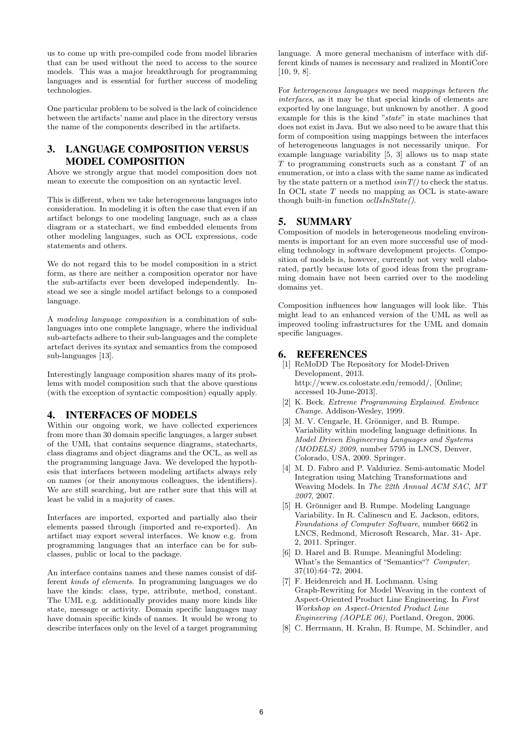us to come up with pre-compiled code from model libraries that can be used without the need to access to the source models. This was a major breakthrough for programming languages and is essential for further success of modeling technologies.

One particular problem to be solved is the lack of coincidence between the artifacts' name and place in the directory versus the name of the components described in the artifacts.

## 3. LANGUAGE COMPOSITION VERSUS MODEL COMPOSITION

Above we strongly argue that model composition does not mean to execute the composition on an syntactic level.

This is different, when we take heterogeneous languages into consideration. In modeling it is often the case that even if an artifact belongs to one modeling language, such as a class diagram or a statechart, we find embedded elements from other modeling languages, such as OCL expressions, code statements and others.

We do not regard this to be model composition in a strict form, as there are neither a composition operator nor have the sub-artifacts ever been developed independently. Instead we see a single model artifact belongs to a composed language.

A *modeling language composition* is a combination of sub-languages into one complete language, where the individual sub-artefacts adhere to their sub-languages and the complete artefact derives its syntax and semantics from the composed sub-languages [13].

Interestingly language composition shares many of its problems with model composition such that the above questions (with the exception of syntactic composition) equally apply.

## 4. INTERFACES OF MODELS

Within our ongoing work, we have collected experiences from more than 30 domain specific languages, a larger subset of the UML that contains sequence diagrams, statecharts, class diagrams and object diagrams and the OCL, as well as the programming language Java. We developed the hypothesis that interfaces between modeling artifacts always rely on names (or their anonymous colleagues, the identifiers). We are still searching, but are rather sure that this will at least be valid in a majority of cases.

Interfaces are imported, exported and partially also their elements passed through (imported and re-exported). An artifact may export several interfaces. We know e.g. from programming languages that an interface can be for subclasses, public or local to the package.

An interface contains names and these names consist of different *kinds of elements*. In programming languages we do have the kinds: class, type, attribute, method, constant. The UML e.g. additionally provides many more kinds like state, message or activity. Domain specific languages may have domain specific kinds of names. It would be wrong to describe interfaces only on the level of a target programming language. A more general mechanism of interface with different kinds of names is necessary and realized in MontiCore [10, 9, 8].

For *heterogeneous languages* we need *mappings between the interfaces*, as it may be that special kinds of elements are exported by one language, but unknown by another. A good example for this is the kind "*state*" in state machines that does not exist in Java. But we also need to be aware that this form of composition using mappings between the interfaces of heterogeneous languages is not necessarily unique. For example language variability [5, 3] allows us to map state $T$ to programming constructs such as a constant $T$ of an enumeration, or into a class with the same name as indicated by the state pattern or a method *isinT()* to check the status. In OCL state $T$ needs no mapping as OCL is state-aware though built-in function *oclIsInState()*.

## 5. SUMMARY

Composition of models in heterogeneous modeling environments is important for an even more successful use of modeling technology in software development projects. Composition of models is, however, currently not very well elaborated, partly because lots of good ideas from the programming domain have not been carried over to the modeling domains yet.

Composition influences how languages will look like. This might lead to an enhanced version of the UML as well as improved tooling infrastructures for the UML and domain specific languages.

## 6. REFERENCES

[1] ReMoDD The Repository for Model-Driven Development, 2013. http://www.cs.colostate.edu/remodd/, [Online; accessed 10-June-2013].

[2] K. Beck. *Extreme Programming Explained. Embrace Change*. Addison-Wesley, 1999.

[3] M. V. Cengarle, H. Grönniger, and B. Rumpe. Variability within modeling language definitions. In *Model Driven Engineering Languages and Systems (MODELS) 2009*, number 5795 in LNCS, Denver, Colorado, USA, 2009. Springer.

[4] M. D. Fabro and P. Valduriez. Semi-automatic Model Integration using Matching Transformations and Weaving Models. In *The 22th Annual ACM SAC, MT 2007*, 2007.

[5] H. Grönniger and B. Rumpe. Modeling Language Variability. In R. Calinescu and E. Jackson, editors, *Foundations of Computer Software*, number 6662 in LNCS, Redmond, Microsoft Research, Mar. 31- Apr. 2, 2011. Springer.

[6] D. Harel and B. Rumpe. Meaningful Modeling: What's the Semantics of "Semantics"? *Computer*, 37(10):64–72, 2004.

[7] F. Heidenreich and H. Lochmann. Using Graph-Rewriting for Model Weaving in the context of Aspect-Oriented Product Line Engineering. In *First Workshop on Aspect-Oriented Product Line Engineering (AOPLE 06)*, Portland, Oregon, 2006.

[8] C. Herrmann, H. Krahn, B. Rumpe, M. Schindler, and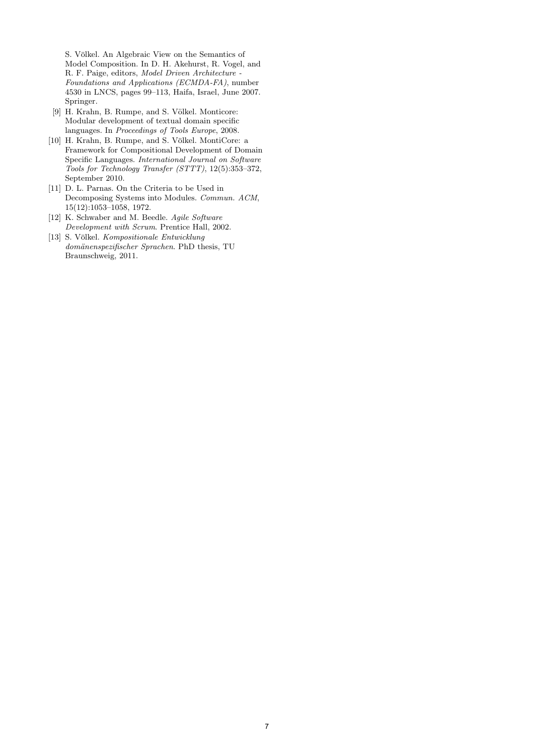S. Völkel. An Algebraic View on the Semantics of Model Composition. In D. H. Akehurst, R. Vogel, and R. F. Paige, editors, *Model Driven Architecture - Foundations and Applications (ECMDA-FA)*, number 4530 in LNCS, pages 99–113, Haifa, Israel, June 2007. Springer.

[9] H. Krahn, B. Rumpe, and S. Völkel. Monticore: Modular development of textual domain specific languages. In *Proceedings of Tools Europe*, 2008.

[10] H. Krahn, B. Rumpe, and S. Völkel. MontiCore: a Framework for Compositional Development of Domain Specific Languages. *International Journal on Software Tools for Technology Transfer (STTT)*, 12(5):353–372, September 2010.

[11] D. L. Parnas. On the Criteria to be Used in Decomposing Systems into Modules. *Commun. ACM*, 15(12):1053–1058, 1972.

[12] K. Schwaber and M. Beedle. *Agile Software Development with Scrum*. Prentice Hall, 2002.

[13] S. Völkel. *Kompositionale Entwicklung domänenspezifischer Sprachen*. PhD thesis, TU Braunschweig, 2011.